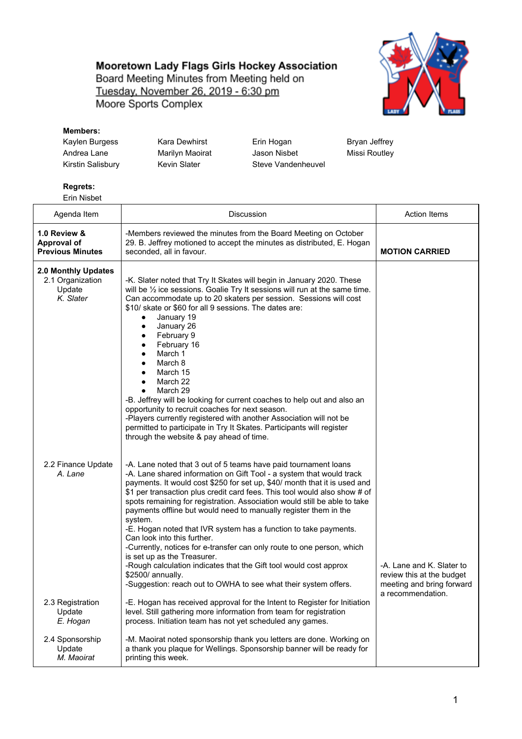# Mooretown Lady Flags Girls Hockey Association

Board Meeting Minutes from Meeting held on
Tuesday, November 26, 2019 - 6:30 pm
Moore Sports Complex

**Members:**

Kaylen Burgess, Kara Dewhirst, Erin Hogan, Bryan Jeffrey, Andrea Lane, Marilyn Maoirat, Jason Nisbet, Missi Routley, Kirstin Salisbury, Kevin Slater, Steve Vandenheuvel

**Regrets:**

Erin Nisbet

| Agenda Item | Discussion | Action Items |
|---|---|---|
| **1.0 Review & Approval of Previous Minutes** | -Members reviewed the minutes from the Board Meeting on October 29. B. Jeffrey motioned to accept the minutes as distributed, E. Hogan seconded, all in favour. | **MOTION CARRIED** |
| **2.0 Monthly Updates**<br>2.1 Organization Update<br>*K. Slater* | -K. Slater noted that Try It Skates will begin in January 2020. These will be ½ ice sessions. Goalie Try It sessions will run at the same time. Can accommodate up to 20 skaters per session. Sessions will cost $10/ skate or $60 for all 9 sessions. The dates are:<br>• January 19<br>• January 26<br>• February 9<br>• February 16<br>• March 1<br>• March 8<br>• March 15<br>• March 22<br>• March 29<br>-B. Jeffrey will be looking for current coaches to help out and also an opportunity to recruit coaches for next season.<br>-Players currently registered with another Association will not be permitted to participate in Try It Skates. Participants will register through the website & pay ahead of time. | |
| 2.2 Finance Update<br>*A. Lane* | -A. Lane noted that 3 out of 5 teams have paid tournament loans<br>-A. Lane shared information on Gift Tool - a system that would track payments. It would cost $250 for set up, $40/ month that it is used and $1 per transaction plus credit card fees. This tool would also show # of spots remaining for registration. Association would still be able to take payments offline but would need to manually register them in the system.<br>-E. Hogan noted that IVR system has a function to take payments. Can look into this further.<br>-Currently, notices for e-transfer can only route to one person, which is set up as the Treasurer.<br>-Rough calculation indicates that the Gift tool would cost approx $2500/ annually.<br>-Suggestion: reach out to OWHA to see what their system offers. | -A. Lane and K. Slater to review this at the budget meeting and bring forward a recommendation. |
| 2.3 Registration Update<br>*E. Hogan* | -E. Hogan has received approval for the Intent to Register for Initiation level. Still gathering more information from team for registration process. Initiation team has not yet scheduled any games. | |
| 2.4 Sponsorship Update<br>*M. Maoirat* | -M. Maoirat noted sponsorship thank you letters are done. Working on a thank you plaque for Wellings. Sponsorship banner will be ready for printing this week. | |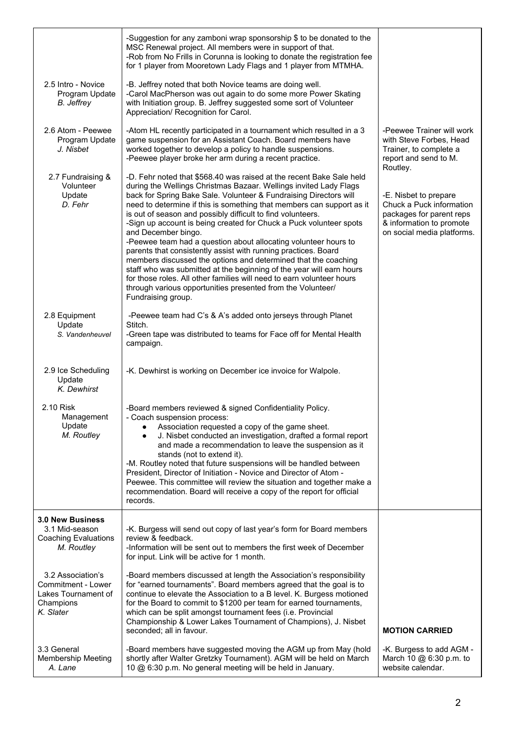| | | |
|---|---|---|
| | -Suggestion for any zamboni wrap sponsorship $ to be donated to the MSC Renewal project. All members were in support of that.<br>-Rob from No Frills in Corunna is looking to donate the registration fee for 1 player from Mooretown Lady Flags and 1 player from MTMHA. | |
| 2.5 Intro - Novice Program Update<br>*B. Jeffrey* | -B. Jeffrey noted that both Novice teams are doing well.<br>-Carol MacPherson was out again to do some more Power Skating with Initiation group. B. Jeffrey suggested some sort of Volunteer Appreciation/ Recognition for Carol. | |
| 2.6 Atom - Peewee Program Update<br>*J. Nisbet* | -Atom HL recently participated in a tournament which resulted in a 3 game suspension for an Assistant Coach. Board members have worked together to develop a policy to handle suspensions.<br>-Peewee player broke her arm during a recent practice. | -Peewee Trainer will work with Steve Forbes, Head Trainer, to complete a report and send to M. Routley. |
| 2.7 Fundraising & Volunteer Update<br>*D. Fehr* | -D. Fehr noted that $568.40 was raised at the recent Bake Sale held during the Wellings Christmas Bazaar. Wellings invited Lady Flags back for Spring Bake Sale. Volunteer & Fundraising Directors will need to determine if this is something that members can support as it is out of season and possibly difficult to find volunteers.<br>-Sign up account is being created for Chuck a Puck volunteer spots and December bingo.<br>-Peewee team had a question about allocating volunteer hours to parents that consistently assist with running practices. Board members discussed the options and determined that the coaching staff who was submitted at the beginning of the year will earn hours for those roles. All other families will need to earn volunteer hours through various opportunities presented from the Volunteer/ Fundraising group. | -E. Nisbet to prepare Chuck a Puck information packages for parent reps & information to promote on social media platforms. |
| 2.8 Equipment Update<br>*S. Vandenheuvel* | -Peewee team had C's & A's added onto jerseys through Planet Stitch.<br>-Green tape was distributed to teams for Face off for Mental Health campaign. | |
| 2.9 Ice Scheduling Update<br>*K. Dewhirst* | -K. Dewhirst is working on December ice invoice for Walpole. | |
| 2.10 Risk Management Update<br>*M. Routley* | -Board members reviewed & signed Confidentiality Policy.<br>- Coach suspension process:<br>• Association requested a copy of the game sheet.<br>• J. Nisbet conducted an investigation, drafted a formal report and made a recommendation to leave the suspension as it stands (not to extend it).<br>-M. Routley noted that future suspensions will be handled between President, Director of Initiation - Novice and Director of Atom - Peewee. This committee will review the situation and together make a recommendation. Board will receive a copy of the report for official records. | |
| **3.0 New Business**<br>3.1 Mid-season Coaching Evaluations<br>*M. Routley* | -K. Burgess will send out copy of last year's form for Board members review & feedback.<br>-Information will be sent out to members the first week of December for input. Link will be active for 1 month. | |
| 3.2 Association's Commitment - Lower Lakes Tournament of Champions<br>*K. Slater* | -Board members discussed at length the Association's responsibility for "earned tournaments". Board members agreed that the goal is to continue to elevate the Association to a B level. K. Burgess motioned for the Board to commit to $1200 per team for earned tournaments, which can be split amongst tournament fees (i.e. Provincial Championship & Lower Lakes Tournament of Champions), J. Nisbet seconded; all in favour. | **MOTION CARRIED** |
| 3.3 General Membership Meeting<br>*A. Lane* | -Board members have suggested moving the AGM up from May (hold shortly after Walter Gretzky Tournament). AGM will be held on March 10 @ 6:30 p.m. No general meeting will be held in January. | -K. Burgess to add AGM - March 10 @ 6:30 p.m. to website calendar. |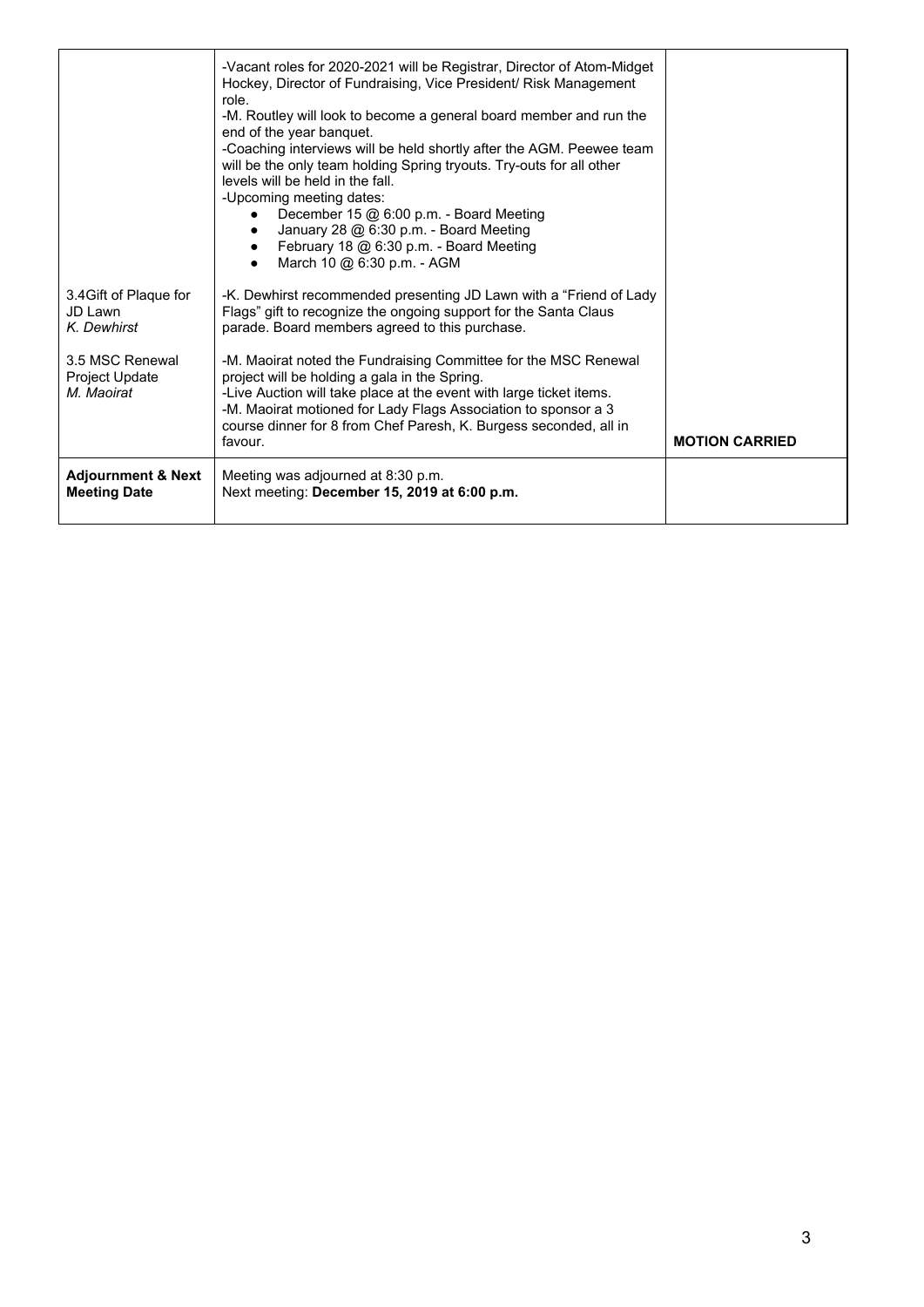| | | |
|---|---|---|
| | -Vacant roles for 2020-2021 will be Registrar, Director of Atom-Midget Hockey, Director of Fundraising, Vice President/ Risk Management role.<br>-M. Routley will look to become a general board member and run the end of the year banquet.<br>-Coaching interviews will be held shortly after the AGM. Peewee team will be the only team holding Spring tryouts. Try-outs for all other levels will be held in the fall.<br>-Upcoming meeting dates:<br>• December 15 @ 6:00 p.m. - Board Meeting<br>• January 28 @ 6:30 p.m. - Board Meeting<br>• February 18 @ 6:30 p.m. - Board Meeting<br>• March 10 @ 6:30 p.m. - AGM | |
| 3.4Gift of Plaque for JD Lawn<br>*K. Dewhirst* | -K. Dewhirst recommended presenting JD Lawn with a "Friend of Lady Flags" gift to recognize the ongoing support for the Santa Claus parade. Board members agreed to this purchase. | |
| 3.5 MSC Renewal Project Update<br>*M. Maoirat* | -M. Maoirat noted the Fundraising Committee for the MSC Renewal project will be holding a gala in the Spring.<br>-Live Auction will take place at the event with large ticket items.<br>-M. Maoirat motioned for Lady Flags Association to sponsor a 3 course dinner for 8 from Chef Paresh, K. Burgess seconded, all in favour. | **MOTION CARRIED** |
| **Adjournment & Next Meeting Date** | Meeting was adjourned at 8:30 p.m.<br>Next meeting: **December 15, 2019 at 6:00 p.m.** | |